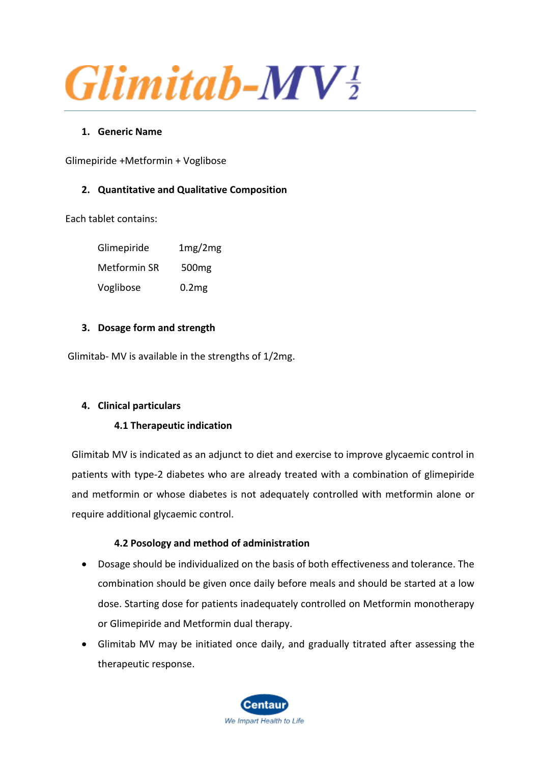# Glimitab-MV 1/2

1. **Generic Name**

Glimepiride +Metformin + Voglibose

2. **Quantitative and Qualitative Composition**

Each tablet contains:

| | |
|---|---|
| Glimepiride | 1mg/2mg |
| Metformin SR | 500mg |
| Voglibose | 0.2mg |

3. **Dosage form and strength**

Glimitab- MV is available in the strengths of 1/2mg.

4. **Clinical particulars**

### 4.1 Therapeutic indication

Glimitab MV is indicated as an adjunct to diet and exercise to improve glycaemic control in patients with type-2 diabetes who are already treated with a combination of glimepiride and metformin or whose diabetes is not adequately controlled with metformin alone or require additional glycaemic control.

### 4.2 Posology and method of administration

- Dosage should be individualized on the basis of both effectiveness and tolerance. The combination should be given once daily before meals and should be started at a low dose. Starting dose for patients inadequately controlled on Metformin monotherapy or Glimepiride and Metformin dual therapy.
- Glimitab MV may be initiated once daily, and gradually titrated after assessing the therapeutic response.

Centaur
We Impart Health to Life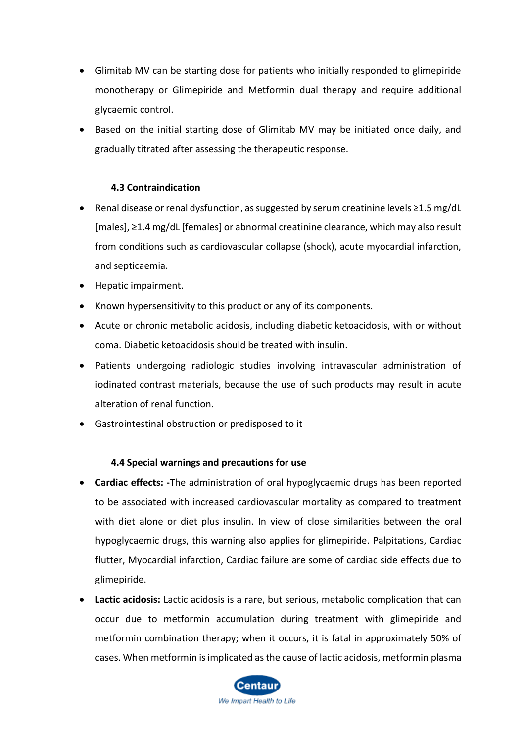- Glimitab MV can be starting dose for patients who initially responded to glimepiride monotherapy or Glimepiride and Metformin dual therapy and require additional glycaemic control.
- Based on the initial starting dose of Glimitab MV may be initiated once daily, and gradually titrated after assessing the therapeutic response.

### 4.3 Contraindication

- Renal disease or renal dysfunction, as suggested by serum creatinine levels ≥1.5 mg/dL [males], ≥1.4 mg/dL [females] or abnormal creatinine clearance, which may also result from conditions such as cardiovascular collapse (shock), acute myocardial infarction, and septicaemia.
- Hepatic impairment.
- Known hypersensitivity to this product or any of its components.
- Acute or chronic metabolic acidosis, including diabetic ketoacidosis, with or without coma. Diabetic ketoacidosis should be treated with insulin.
- Patients undergoing radiologic studies involving intravascular administration of iodinated contrast materials, because the use of such products may result in acute alteration of renal function.
- Gastrointestinal obstruction or predisposed to it

### 4.4 Special warnings and precautions for use

- **Cardiac effects: -**The administration of oral hypoglycaemic drugs has been reported to be associated with increased cardiovascular mortality as compared to treatment with diet alone or diet plus insulin. In view of close similarities between the oral hypoglycaemic drugs, this warning also applies for glimepiride. Palpitations, Cardiac flutter, Myocardial infarction, Cardiac failure are some of cardiac side effects due to glimepiride.
- **Lactic acidosis:** Lactic acidosis is a rare, but serious, metabolic complication that can occur due to metformin accumulation during treatment with glimepiride and metformin combination therapy; when it occurs, it is fatal in approximately 50% of cases. When metformin is implicated as the cause of lactic acidosis, metformin plasma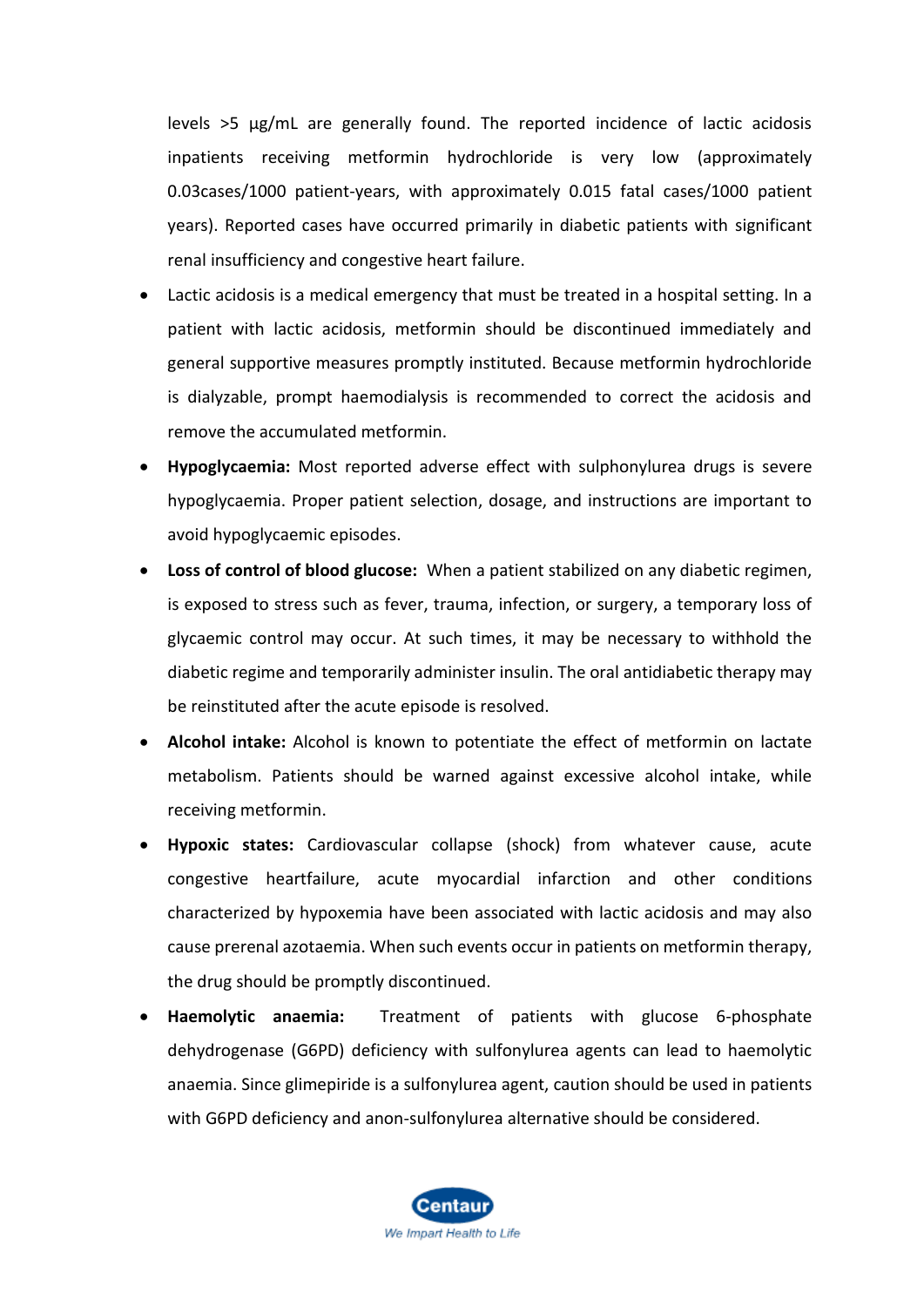levels >5 µg/mL are generally found. The reported incidence of lactic acidosis inpatients receiving metformin hydrochloride is very low (approximately 0.03cases/1000 patient-years, with approximately 0.015 fatal cases/1000 patient years). Reported cases have occurred primarily in diabetic patients with significant renal insufficiency and congestive heart failure.

- Lactic acidosis is a medical emergency that must be treated in a hospital setting. In a patient with lactic acidosis, metformin should be discontinued immediately and general supportive measures promptly instituted. Because metformin hydrochloride is dialyzable, prompt haemodialysis is recommended to correct the acidosis and remove the accumulated metformin.
- **Hypoglycaemia:** Most reported adverse effect with sulphonylurea drugs is severe hypoglycaemia. Proper patient selection, dosage, and instructions are important to avoid hypoglycaemic episodes.
- **Loss of control of blood glucose:** When a patient stabilized on any diabetic regimen, is exposed to stress such as fever, trauma, infection, or surgery, a temporary loss of glycaemic control may occur. At such times, it may be necessary to withhold the diabetic regime and temporarily administer insulin. The oral antidiabetic therapy may be reinstituted after the acute episode is resolved.
- **Alcohol intake:** Alcohol is known to potentiate the effect of metformin on lactate metabolism. Patients should be warned against excessive alcohol intake, while receiving metformin.
- **Hypoxic states:** Cardiovascular collapse (shock) from whatever cause, acute congestive heartfailure, acute myocardial infarction and other conditions characterized by hypoxemia have been associated with lactic acidosis and may also cause prerenal azotaemia. When such events occur in patients on metformin therapy, the drug should be promptly discontinued.
- **Haemolytic anaemia:** Treatment of patients with glucose 6-phosphate dehydrogenase (G6PD) deficiency with sulfonylurea agents can lead to haemolytic anaemia. Since glimepiride is a sulfonylurea agent, caution should be used in patients with G6PD deficiency and anon-sulfonylurea alternative should be considered.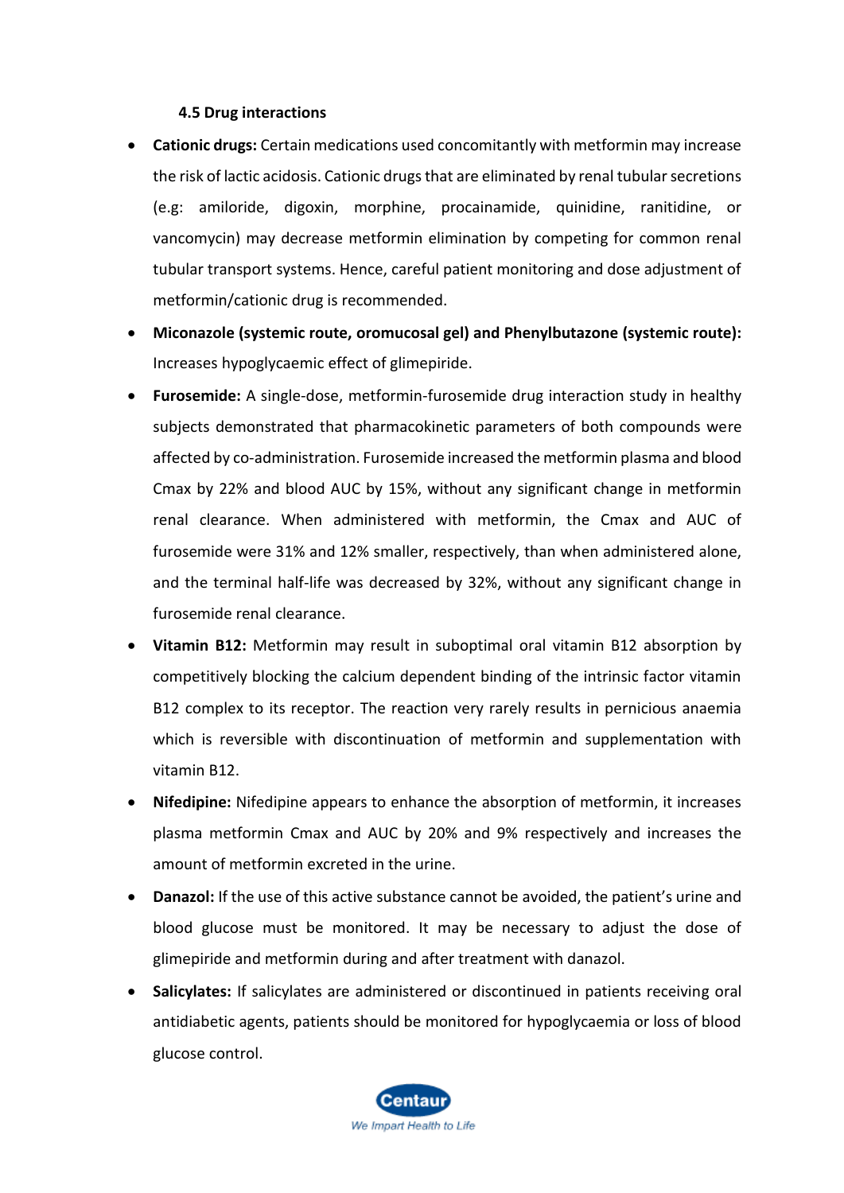### 4.5 Drug interactions

- **Cationic drugs:** Certain medications used concomitantly with metformin may increase the risk of lactic acidosis. Cationic drugs that are eliminated by renal tubular secretions (e.g: amiloride, digoxin, morphine, procainamide, quinidine, ranitidine, or vancomycin) may decrease metformin elimination by competing for common renal tubular transport systems. Hence, careful patient monitoring and dose adjustment of metformin/cationic drug is recommended.
- **Miconazole (systemic route, oromucosal gel) and Phenylbutazone (systemic route):** Increases hypoglycaemic effect of glimepiride.
- **Furosemide:** A single-dose, metformin-furosemide drug interaction study in healthy subjects demonstrated that pharmacokinetic parameters of both compounds were affected by co-administration. Furosemide increased the metformin plasma and blood Cmax by 22% and blood AUC by 15%, without any significant change in metformin renal clearance. When administered with metformin, the Cmax and AUC of furosemide were 31% and 12% smaller, respectively, than when administered alone, and the terminal half-life was decreased by 32%, without any significant change in furosemide renal clearance.
- **Vitamin B12:** Metformin may result in suboptimal oral vitamin B12 absorption by competitively blocking the calcium dependent binding of the intrinsic factor vitamin B12 complex to its receptor. The reaction very rarely results in pernicious anaemia which is reversible with discontinuation of metformin and supplementation with vitamin B12.
- **Nifedipine:** Nifedipine appears to enhance the absorption of metformin, it increases plasma metformin Cmax and AUC by 20% and 9% respectively and increases the amount of metformin excreted in the urine.
- **Danazol:** If the use of this active substance cannot be avoided, the patient's urine and blood glucose must be monitored. It may be necessary to adjust the dose of glimepiride and metformin during and after treatment with danazol.
- **Salicylates:** If salicylates are administered or discontinued in patients receiving oral antidiabetic agents, patients should be monitored for hypoglycaemia or loss of blood glucose control.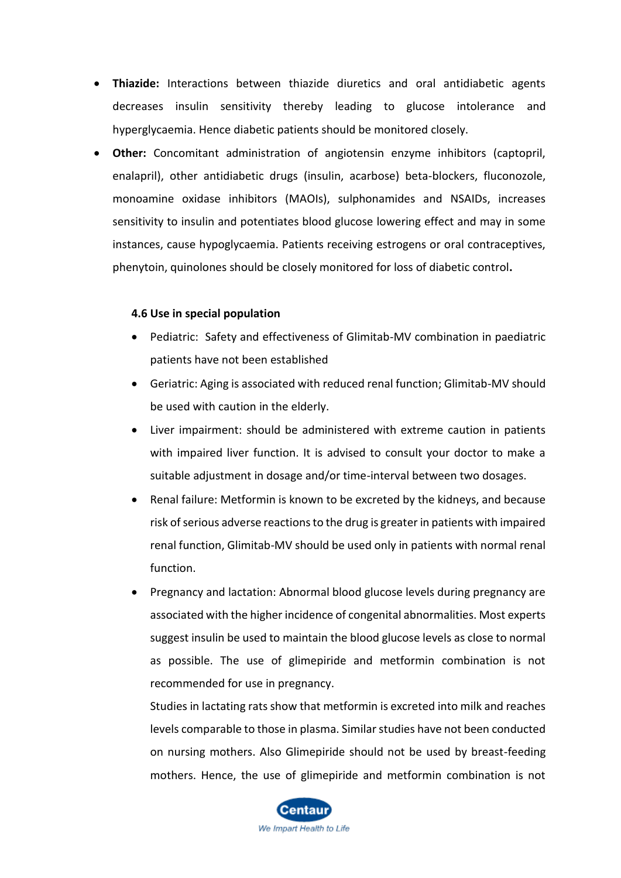- **Thiazide:** Interactions between thiazide diuretics and oral antidiabetic agents decreases insulin sensitivity thereby leading to glucose intolerance and hyperglycaemia. Hence diabetic patients should be monitored closely.
- **Other:** Concomitant administration of angiotensin enzyme inhibitors (captopril, enalapril), other antidiabetic drugs (insulin, acarbose) beta-blockers, fluconozole, monoamine oxidase inhibitors (MAOIs), sulphonamides and NSAIDs, increases sensitivity to insulin and potentiates blood glucose lowering effect and may in some instances, cause hypoglycaemia. Patients receiving estrogens or oral contraceptives, phenytoin, quinolones should be closely monitored for loss of diabetic control**.**

#### 4.6 Use in special population

- Pediatric: Safety and effectiveness of Glimitab-MV combination in paediatric patients have not been established
- Geriatric: Aging is associated with reduced renal function; Glimitab-MV should be used with caution in the elderly.
- Liver impairment: should be administered with extreme caution in patients with impaired liver function. It is advised to consult your doctor to make a suitable adjustment in dosage and/or time-interval between two dosages.
- Renal failure: Metformin is known to be excreted by the kidneys, and because risk of serious adverse reactions to the drug is greater in patients with impaired renal function, Glimitab-MV should be used only in patients with normal renal function.
- Pregnancy and lactation: Abnormal blood glucose levels during pregnancy are associated with the higher incidence of congenital abnormalities. Most experts suggest insulin be used to maintain the blood glucose levels as close to normal as possible. The use of glimepiride and metformin combination is not recommended for use in pregnancy.

  Studies in lactating rats show that metformin is excreted into milk and reaches levels comparable to those in plasma. Similar studies have not been conducted on nursing mothers. Also Glimepiride should not be used by breast-feeding mothers. Hence, the use of glimepiride and metformin combination is not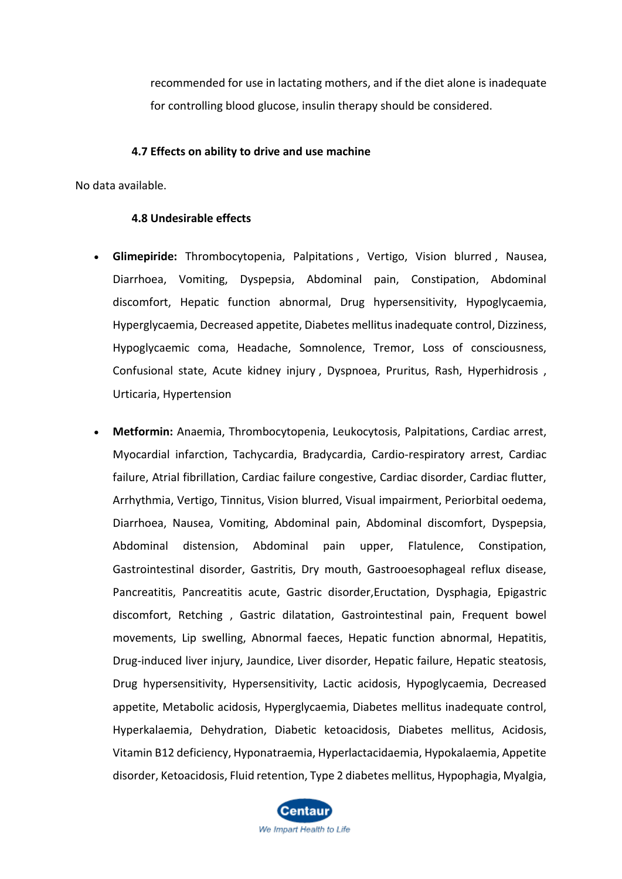recommended for use in lactating mothers, and if the diet alone is inadequate for controlling blood glucose, insulin therapy should be considered.

**4.7 Effects on ability to drive and use machine**

No data available.

**4.8 Undesirable effects**

- **Glimepiride:** Thrombocytopenia, Palpitations , Vertigo, Vision blurred , Nausea, Diarrhoea, Vomiting, Dyspepsia, Abdominal pain, Constipation, Abdominal discomfort, Hepatic function abnormal, Drug hypersensitivity, Hypoglycaemia, Hyperglycaemia, Decreased appetite, Diabetes mellitus inadequate control, Dizziness, Hypoglycaemic coma, Headache, Somnolence, Tremor, Loss of consciousness, Confusional state, Acute kidney injury , Dyspnoea, Pruritus, Rash, Hyperhidrosis , Urticaria, Hypertension

- **Metformin:** Anaemia, Thrombocytopenia, Leukocytosis, Palpitations, Cardiac arrest, Myocardial infarction, Tachycardia, Bradycardia, Cardio-respiratory arrest, Cardiac failure, Atrial fibrillation, Cardiac failure congestive, Cardiac disorder, Cardiac flutter, Arrhythmia, Vertigo, Tinnitus, Vision blurred, Visual impairment, Periorbital oedema, Diarrhoea, Nausea, Vomiting, Abdominal pain, Abdominal discomfort, Dyspepsia, Abdominal distension, Abdominal pain upper, Flatulence, Constipation, Gastrointestinal disorder, Gastritis, Dry mouth, Gastrooesophageal reflux disease, Pancreatitis, Pancreatitis acute, Gastric disorder,Eructation, Dysphagia, Epigastric discomfort, Retching , Gastric dilatation, Gastrointestinal pain, Frequent bowel movements, Lip swelling, Abnormal faeces, Hepatic function abnormal, Hepatitis, Drug-induced liver injury, Jaundice, Liver disorder, Hepatic failure, Hepatic steatosis, Drug hypersensitivity, Hypersensitivity, Lactic acidosis, Hypoglycaemia, Decreased appetite, Metabolic acidosis, Hyperglycaemia, Diabetes mellitus inadequate control, Hyperkalaemia, Dehydration, Diabetic ketoacidosis, Diabetes mellitus, Acidosis, Vitamin B12 deficiency, Hyponatraemia, Hyperlactacidaemia, Hypokalaemia, Appetite disorder, Ketoacidosis, Fluid retention, Type 2 diabetes mellitus, Hypophagia, Myalgia,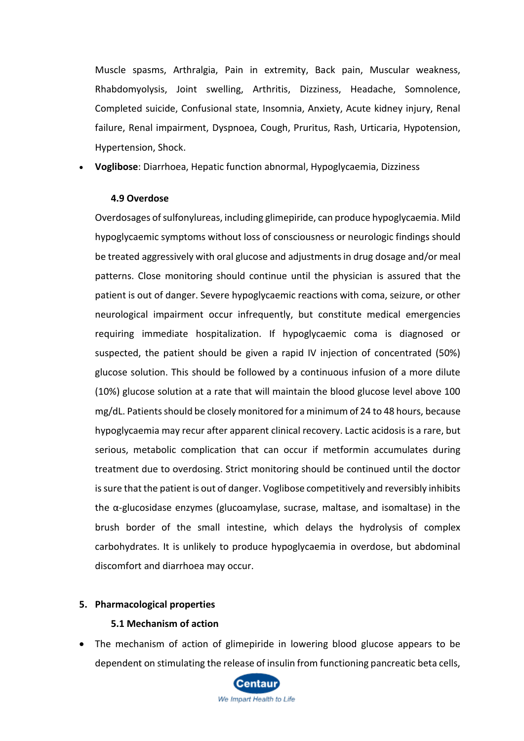Muscle spasms, Arthralgia, Pain in extremity, Back pain, Muscular weakness, Rhabdomyolysis, Joint swelling, Arthritis, Dizziness, Headache, Somnolence, Completed suicide, Confusional state, Insomnia, Anxiety, Acute kidney injury, Renal failure, Renal impairment, Dyspnoea, Cough, Pruritus, Rash, Urticaria, Hypotension, Hypertension, Shock.

- **Voglibose**: Diarrhoea, Hepatic function abnormal, Hypoglycaemia, Dizziness

### 4.9 Overdose

Overdosages of sulfonylureas, including glimepiride, can produce hypoglycaemia. Mild hypoglycaemic symptoms without loss of consciousness or neurologic findings should be treated aggressively with oral glucose and adjustments in drug dosage and/or meal patterns. Close monitoring should continue until the physician is assured that the patient is out of danger. Severe hypoglycaemic reactions with coma, seizure, or other neurological impairment occur infrequently, but constitute medical emergencies requiring immediate hospitalization. If hypoglycaemic coma is diagnosed or suspected, the patient should be given a rapid IV injection of concentrated (50%) glucose solution. This should be followed by a continuous infusion of a more dilute (10%) glucose solution at a rate that will maintain the blood glucose level above 100 mg/dL. Patients should be closely monitored for a minimum of 24 to 48 hours, because hypoglycaemia may recur after apparent clinical recovery. Lactic acidosis is a rare, but serious, metabolic complication that can occur if metformin accumulates during treatment due to overdosing. Strict monitoring should be continued until the doctor is sure that the patient is out of danger. Voglibose competitively and reversibly inhibits the α-glucosidase enzymes (glucoamylase, sucrase, maltase, and isomaltase) in the brush border of the small intestine, which delays the hydrolysis of complex carbohydrates. It is unlikely to produce hypoglycaemia in overdose, but abdominal discomfort and diarrhoea may occur.

## 5. Pharmacological properties

### 5.1 Mechanism of action

- The mechanism of action of glimepiride in lowering blood glucose appears to be dependent on stimulating the release of insulin from functioning pancreatic beta cells,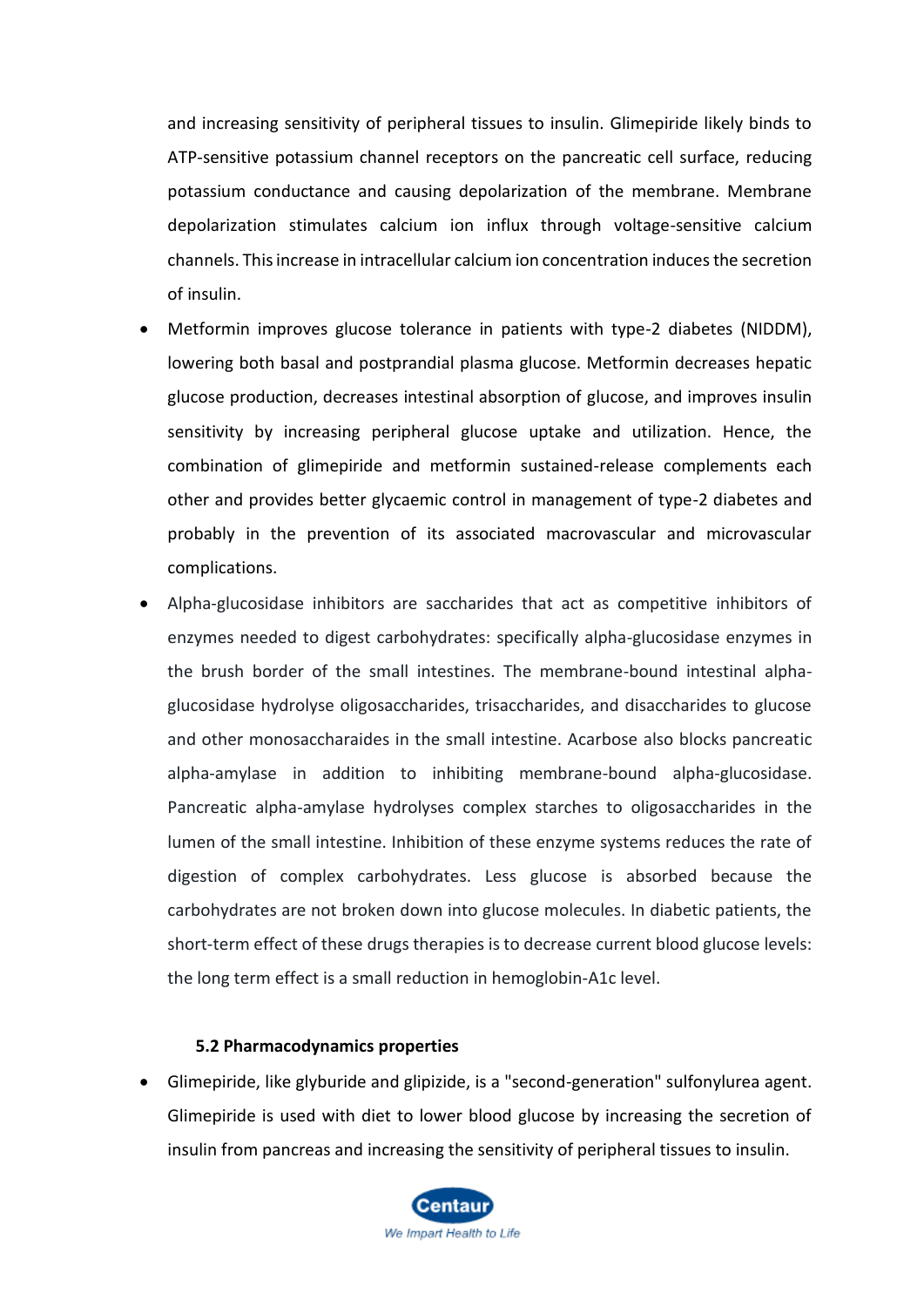and increasing sensitivity of peripheral tissues to insulin. Glimepiride likely binds to ATP-sensitive potassium channel receptors on the pancreatic cell surface, reducing potassium conductance and causing depolarization of the membrane. Membrane depolarization stimulates calcium ion influx through voltage-sensitive calcium channels. This increase in intracellular calcium ion concentration induces the secretion of insulin.

- Metformin improves glucose tolerance in patients with type-2 diabetes (NIDDM), lowering both basal and postprandial plasma glucose. Metformin decreases hepatic glucose production, decreases intestinal absorption of glucose, and improves insulin sensitivity by increasing peripheral glucose uptake and utilization. Hence, the combination of glimepiride and metformin sustained-release complements each other and provides better glycaemic control in management of type-2 diabetes and probably in the prevention of its associated macrovascular and microvascular complications.
- Alpha-glucosidase inhibitors are saccharides that act as competitive inhibitors of enzymes needed to digest carbohydrates: specifically alpha-glucosidase enzymes in the brush border of the small intestines. The membrane-bound intestinal alpha-glucosidase hydrolyse oligosaccharides, trisaccharides, and disaccharides to glucose and other monosacharaides in the small intestine. Acarbose also blocks pancreatic alpha-amylase in addition to inhibiting membrane-bound alpha-glucosidase. Pancreatic alpha-amylase hydrolyses complex starches to oligosaccharides in the lumen of the small intestine. Inhibition of these enzyme systems reduces the rate of digestion of complex carbohydrates. Less glucose is absorbed because the carbohydrates are not broken down into glucose molecules. In diabetic patients, the short-term effect of these drugs therapies is to decrease current blood glucose levels: the long term effect is a small reduction in hemoglobin-A1c level.

### 5.2 Pharmacodynamics properties

- Glimepiride, like glyburide and glipizide, is a "second-generation" sulfonylurea agent. Glimepiride is used with diet to lower blood glucose by increasing the secretion of insulin from pancreas and increasing the sensitivity of peripheral tissues to insulin.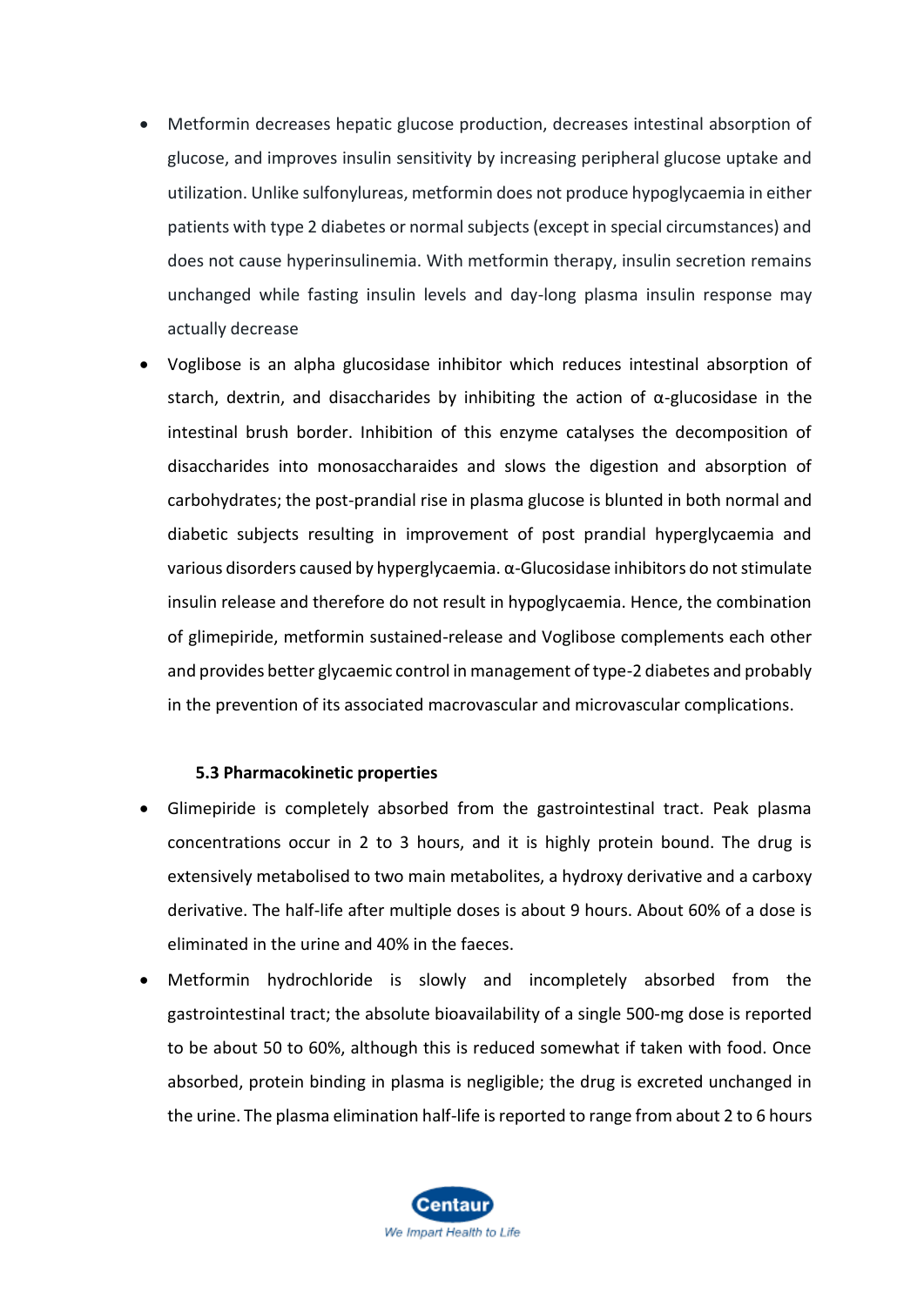- Metformin decreases hepatic glucose production, decreases intestinal absorption of glucose, and improves insulin sensitivity by increasing peripheral glucose uptake and utilization. Unlike sulfonylureas, metformin does not produce hypoglycaemia in either patients with type 2 diabetes or normal subjects (except in special circumstances) and does not cause hyperinsulinemia. With metformin therapy, insulin secretion remains unchanged while fasting insulin levels and day-long plasma insulin response may actually decrease
- Voglibose is an alpha glucosidase inhibitor which reduces intestinal absorption of starch, dextrin, and disaccharides by inhibiting the action of α-glucosidase in the intestinal brush border. Inhibition of this enzyme catalyses the decomposition of disaccharides into monosaccharaides and slows the digestion and absorption of carbohydrates; the post-prandial rise in plasma glucose is blunted in both normal and diabetic subjects resulting in improvement of post prandial hyperglycaemia and various disorders caused by hyperglycaemia. α-Glucosidase inhibitors do not stimulate insulin release and therefore do not result in hypoglycaemia. Hence, the combination of glimepiride, metformin sustained-release and Voglibose complements each other and provides better glycaemic control in management of type-2 diabetes and probably in the prevention of its associated macrovascular and microvascular complications.

### 5.3 Pharmacokinetic properties

- Glimepiride is completely absorbed from the gastrointestinal tract. Peak plasma concentrations occur in 2 to 3 hours, and it is highly protein bound. The drug is extensively metabolised to two main metabolites, a hydroxy derivative and a carboxy derivative. The half-life after multiple doses is about 9 hours. About 60% of a dose is eliminated in the urine and 40% in the faeces.
- Metformin hydrochloride is slowly and incompletely absorbed from the gastrointestinal tract; the absolute bioavailability of a single 500-mg dose is reported to be about 50 to 60%, although this is reduced somewhat if taken with food. Once absorbed, protein binding in plasma is negligible; the drug is excreted unchanged in the urine. The plasma elimination half-life is reported to range from about 2 to 6 hours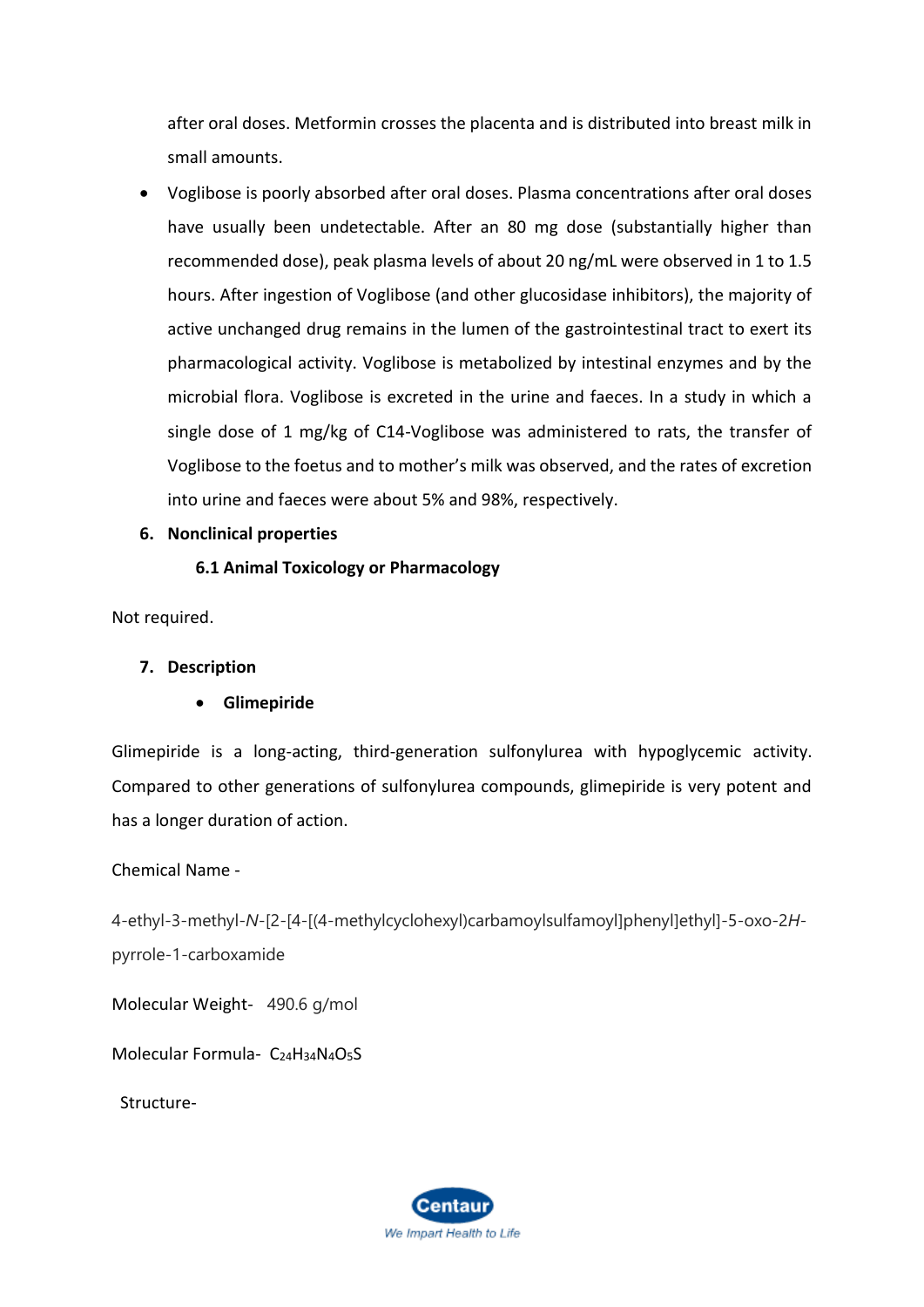after oral doses. Metformin crosses the placenta and is distributed into breast milk in small amounts.

- Voglibose is poorly absorbed after oral doses. Plasma concentrations after oral doses have usually been undetectable. After an 80 mg dose (substantially higher than recommended dose), peak plasma levels of about 20 ng/mL were observed in 1 to 1.5 hours. After ingestion of Voglibose (and other glucosidase inhibitors), the majority of active unchanged drug remains in the lumen of the gastrointestinal tract to exert its pharmacological activity. Voglibose is metabolized by intestinal enzymes and by the microbial flora. Voglibose is excreted in the urine and faeces. In a study in which a single dose of 1 mg/kg of C14-Voglibose was administered to rats, the transfer of Voglibose to the foetus and to mother's milk was observed, and the rates of excretion into urine and faeces were about 5% and 98%, respectively.

## 6. Nonclinical properties

### 6.1 Animal Toxicology or Pharmacology

Not required.

## 7. Description

- **Glimepiride**

Glimepiride is a long-acting, third-generation sulfonylurea with hypoglycemic activity. Compared to other generations of sulfonylurea compounds, glimepiride is very potent and has a longer duration of action.

Chemical Name -

4-ethyl-3-methyl-*N*-[2-[4-[(4-methylcyclohexyl)carbamoylsulfamoyl]phenyl]ethyl]-5-oxo-2*H*-pyrrole-1-carboxamide

Molecular Weight- 490.6 g/mol

Molecular Formula- $C_{24}H_{34}N_4O_5S$

Structure-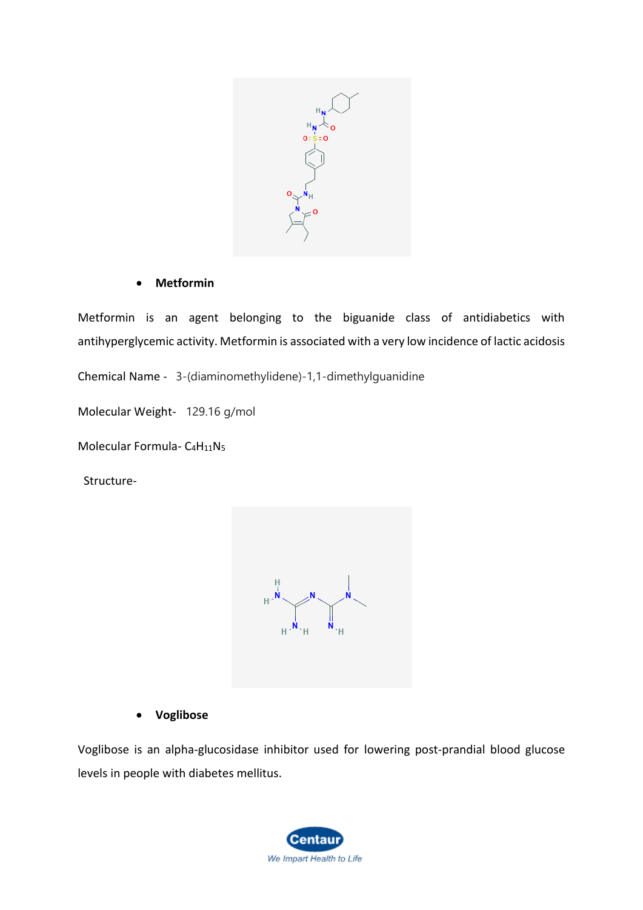- **Metformin**

Metformin is an agent belonging to the biguanide class of antidiabetics with antihyperglycemic activity. Metformin is associated with a very low incidence of lactic acidosis

Chemical Name - 3-(diaminomethylidene)-1,1-dimethylguanidine

Molecular Weight- 129.16 g/mol

Molecular Formula- $C_4H_{11}N_5$

Structure-

- **Voglibose**

Voglibose is an alpha-glucosidase inhibitor used for lowering post-prandial blood glucose levels in people with diabetes mellitus.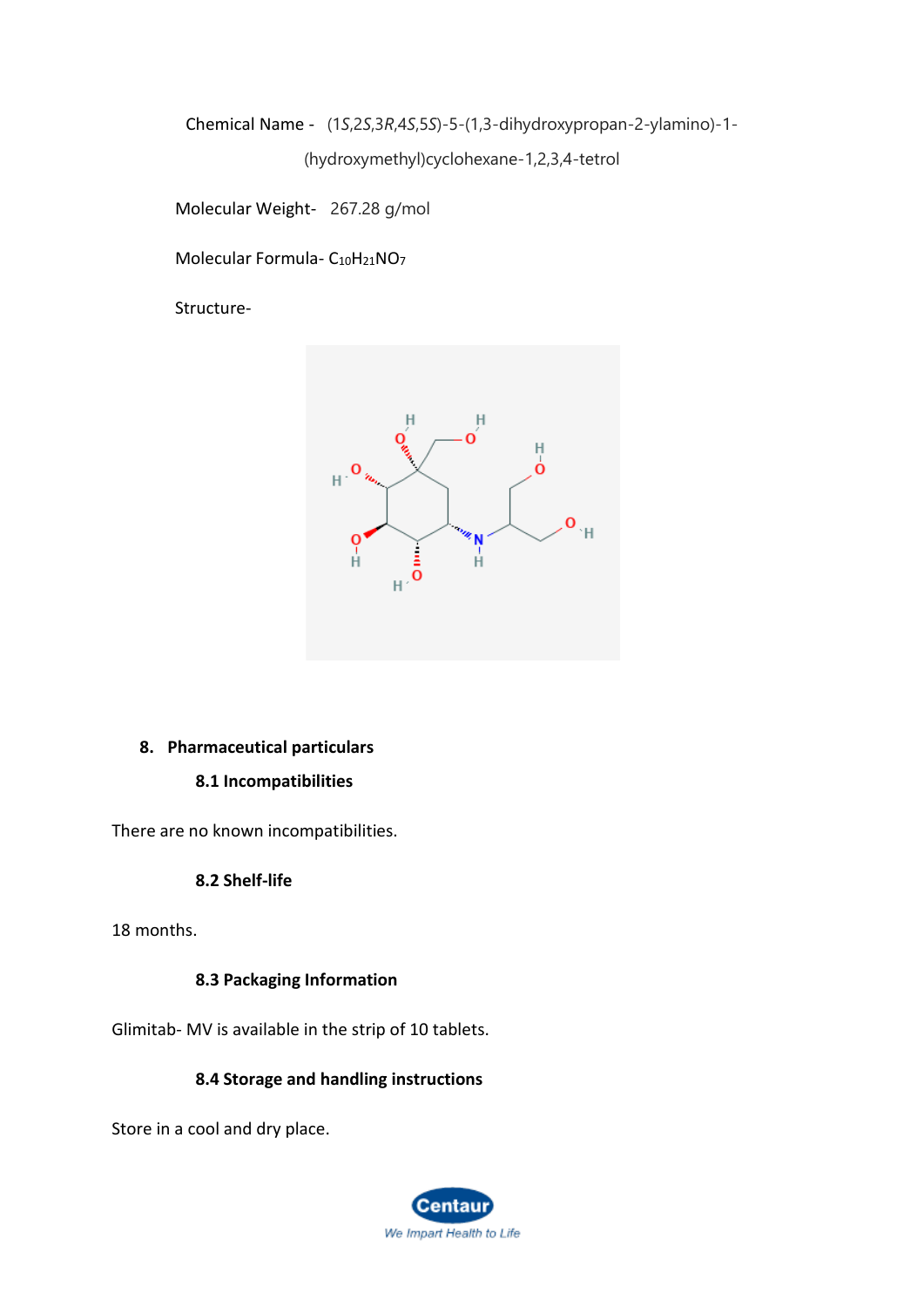Chemical Name - (1*S*,2*S*,3*R*,4*S*,5*S*)-5-(1,3-dihydroxypropan-2-ylamino)-1-(hydroxymethyl)cyclohexane-1,2,3,4-tetrol

Molecular Weight- 267.28 g/mol

Molecular Formula- $C_{10}H_{21}NO_7$

Structure-

## 8. Pharmaceutical particulars

### 8.1 Incompatibilities

There are no known incompatibilities.

### 8.2 Shelf-life

18 months.

### 8.3 Packaging Information

Glimitab- MV is available in the strip of 10 tablets.

### 8.4 Storage and handling instructions

Store in a cool and dry place.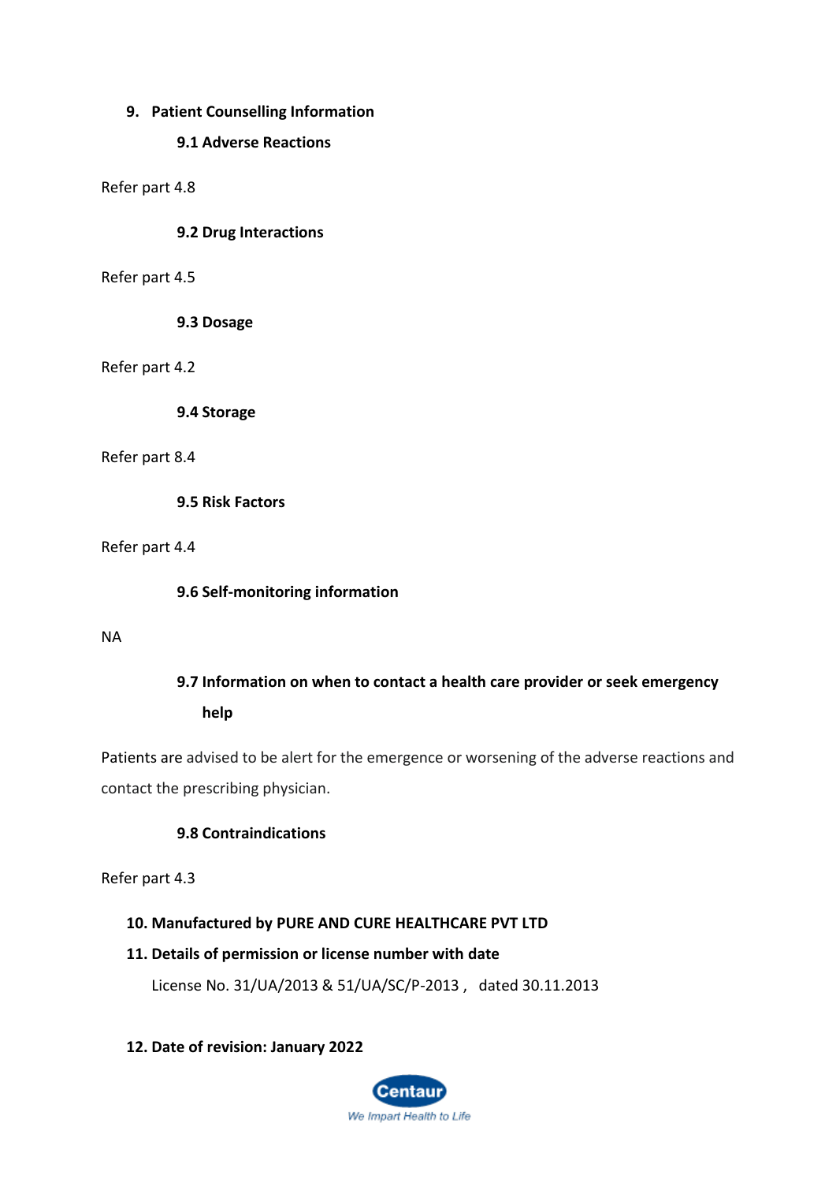## 9. Patient Counselling Information

### 9.1 Adverse Reactions

Refer part 4.8

### 9.2 Drug Interactions

Refer part 4.5

### 9.3 Dosage

Refer part 4.2

### 9.4 Storage

Refer part 8.4

### 9.5 Risk Factors

Refer part 4.4

### 9.6 Self-monitoring information

NA

### 9.7 Information on when to contact a health care provider or seek emergency help

Patients are advised to be alert for the emergence or worsening of the adverse reactions and contact the prescribing physician.

### 9.8 Contraindications

Refer part 4.3

## 10. Manufactured by PURE AND CURE HEALTHCARE PVT LTD

## 11. Details of permission or license number with date

License No. 31/UA/2013 & 51/UA/SC/P-2013 , dated 30.11.2013

## 12. Date of revision: January 2022

Centaur

We Impart Health to Life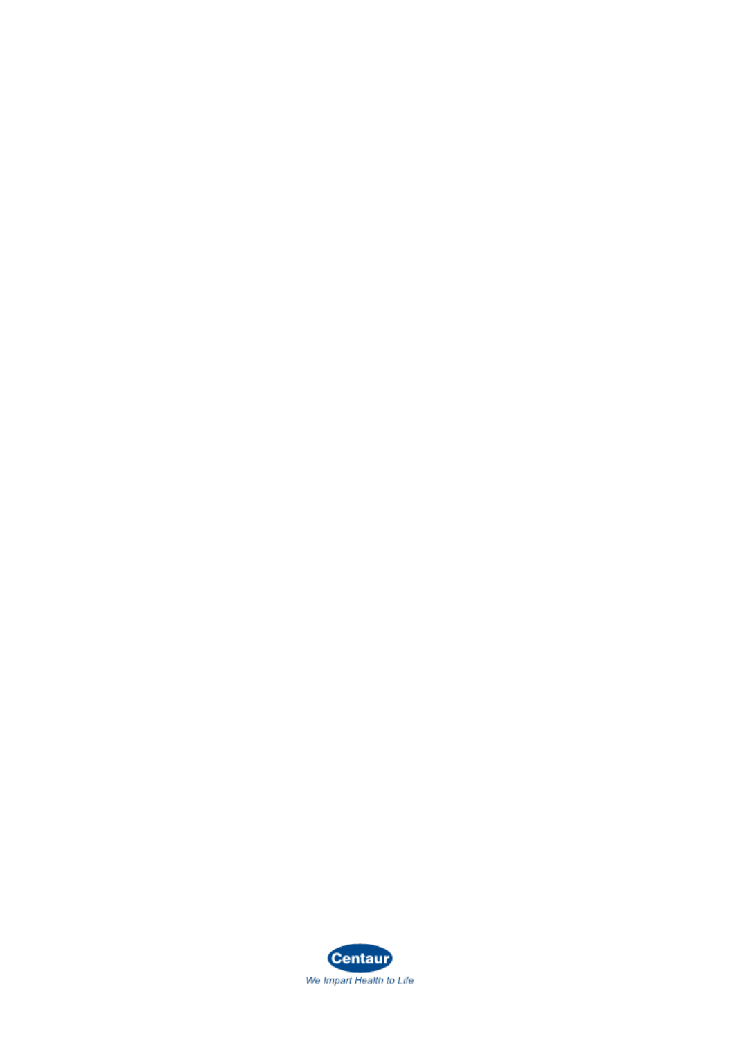Centaur

*We Impart Health to Life*